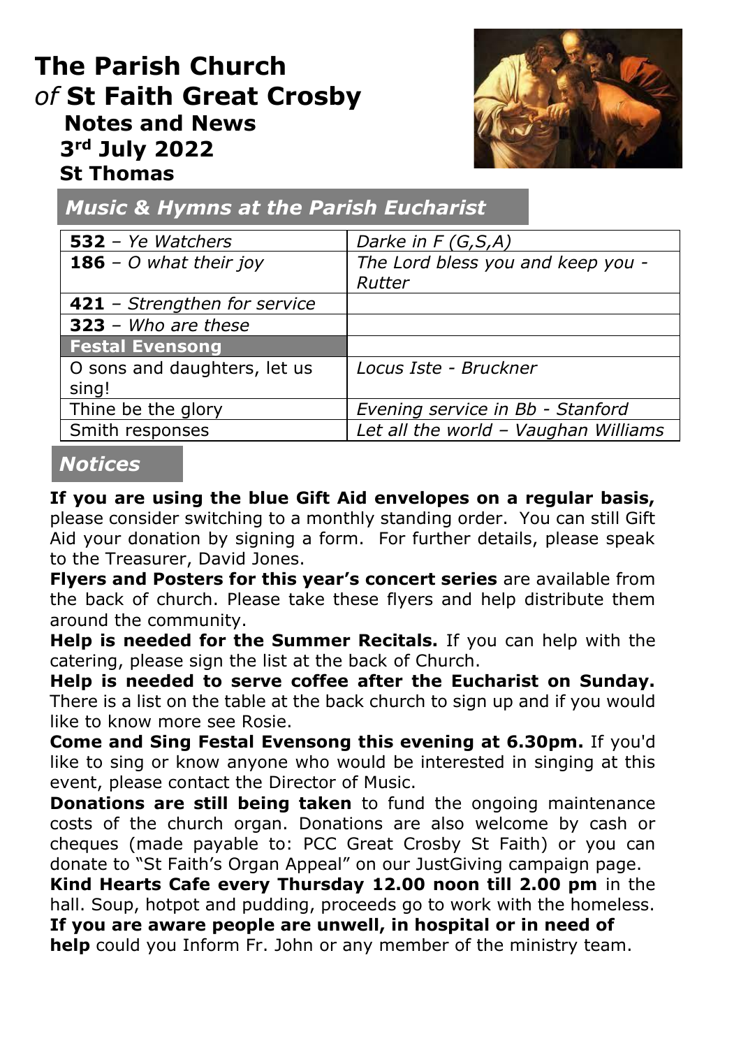# The Parish Church *of* St Faith Great Crosby

## Notes and News

## 3rd July 2022

## St Thomas

### *Music & Hymns at the Parish Eucharist*

| | |
|---|---|
| **532** – *Ye Watchers* | *Darke in F (G,S,A)* |
| **186** – *O what their joy* | *The Lord bless you and keep you - Rutter* |
| **421** – *Strengthen for service* | |
| **323** – *Who are these* | |
| **Festal Evensong** | |
| O sons and daughters, let us sing! | *Locus Iste - Bruckner* |
| Thine be the glory | *Evening service in Bb - Stanford* |
| Smith responses | *Let all the world – Vaughan Williams* |

### *Notices*

**If you are using the blue Gift Aid envelopes on a regular basis,** please consider switching to a monthly standing order. You can still Gift Aid your donation by signing a form. For further details, please speak to the Treasurer, David Jones.

**Flyers and Posters for this year's concert series** are available from the back of church. Please take these flyers and help distribute them around the community.

**Help is needed for the Summer Recitals.** If you can help with the catering, please sign the list at the back of Church.

**Help is needed to serve coffee after the Eucharist on Sunday.** There is a list on the table at the back church to sign up and if you would like to know more see Rosie.

**Come and Sing Festal Evensong this evening at 6.30pm.** If you'd like to sing or know anyone who would be interested in singing at this event, please contact the Director of Music.

**Donations are still being taken** to fund the ongoing maintenance costs of the church organ. Donations are also welcome by cash or cheques (made payable to: PCC Great Crosby St Faith) or you can donate to "St Faith's Organ Appeal" on our JustGiving campaign page.

**Kind Hearts Cafe every Thursday 12.00 noon till 2.00 pm** in the hall. Soup, hotpot and pudding, proceeds go to work with the homeless.

**If you are aware people are unwell, in hospital or in need of help** could you Inform Fr. John or any member of the ministry team.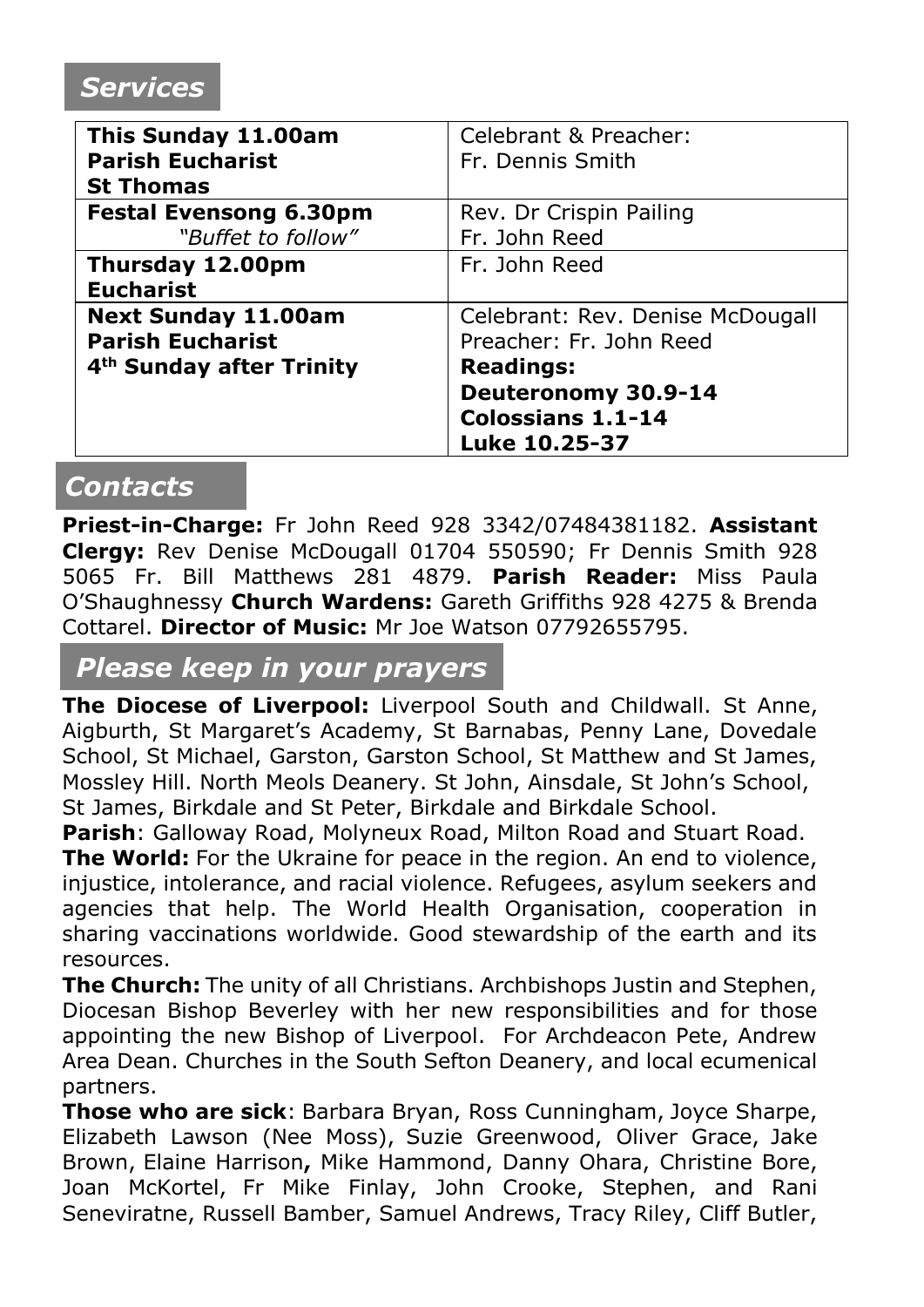## *Services*

| This Sunday 11.00am<br>**Parish Eucharist**<br>**St Thomas** | Celebrant & Preacher:<br>Fr. Dennis Smith |
|---|---|
| **Festal Evensong 6.30pm**<br>*"Buffet to follow"* | Rev. Dr Crispin Pailing<br>Fr. John Reed |
| **Thursday 12.00pm**<br>**Eucharist** | Fr. John Reed |
| **Next Sunday 11.00am**<br>**Parish Eucharist**<br>**4th Sunday after Trinity** | Celebrant: Rev. Denise McDougall<br>Preacher: Fr. John Reed<br>**Readings:**<br>**Deuteronomy 30.9-14**<br>**Colossians 1.1-14**<br>**Luke 10.25-37** |

## *Contacts*

**Priest-in-Charge:** Fr John Reed 928 3342/07484381182. **Assistant Clergy:** Rev Denise McDougall 01704 550590; Fr Dennis Smith 928 5065 Fr. Bill Matthews 281 4879. **Parish Reader:** Miss Paula O'Shaughnessy **Church Wardens:** Gareth Griffiths 928 4275 & Brenda Cottarel. **Director of Music:** Mr Joe Watson 07792655795.

## *Please keep in your prayers*

**The Diocese of Liverpool:** Liverpool South and Childwall. St Anne, Aigburth, St Margaret's Academy, St Barnabas, Penny Lane, Dovedale School, St Michael, Garston, Garston School, St Matthew and St James, Mossley Hill. North Meols Deanery. St John, Ainsdale, St John's School, St James, Birkdale and St Peter, Birkdale and Birkdale School.

**Parish**: Galloway Road, Molyneux Road, Milton Road and Stuart Road.

**The World:** For the Ukraine for peace in the region. An end to violence, injustice, intolerance, and racial violence. Refugees, asylum seekers and agencies that help. The World Health Organisation, cooperation in sharing vaccinations worldwide. Good stewardship of the earth and its resources.

**The Church:** The unity of all Christians. Archbishops Justin and Stephen, Diocesan Bishop Beverley with her new responsibilities and for those appointing the new Bishop of Liverpool. For Archdeacon Pete, Andrew Area Dean. Churches in the South Sefton Deanery, and local ecumenical partners.

**Those who are sick**: Barbara Bryan, Ross Cunningham, Joyce Sharpe, Elizabeth Lawson (Nee Moss), Suzie Greenwood, Oliver Grace, Jake Brown, Elaine Harrison**,** Mike Hammond, Danny Ohara, Christine Bore, Joan McKortel, Fr Mike Finlay, John Crooke, Stephen, and Rani Seneviratne, Russell Bamber, Samuel Andrews, Tracy Riley, Cliff Butler,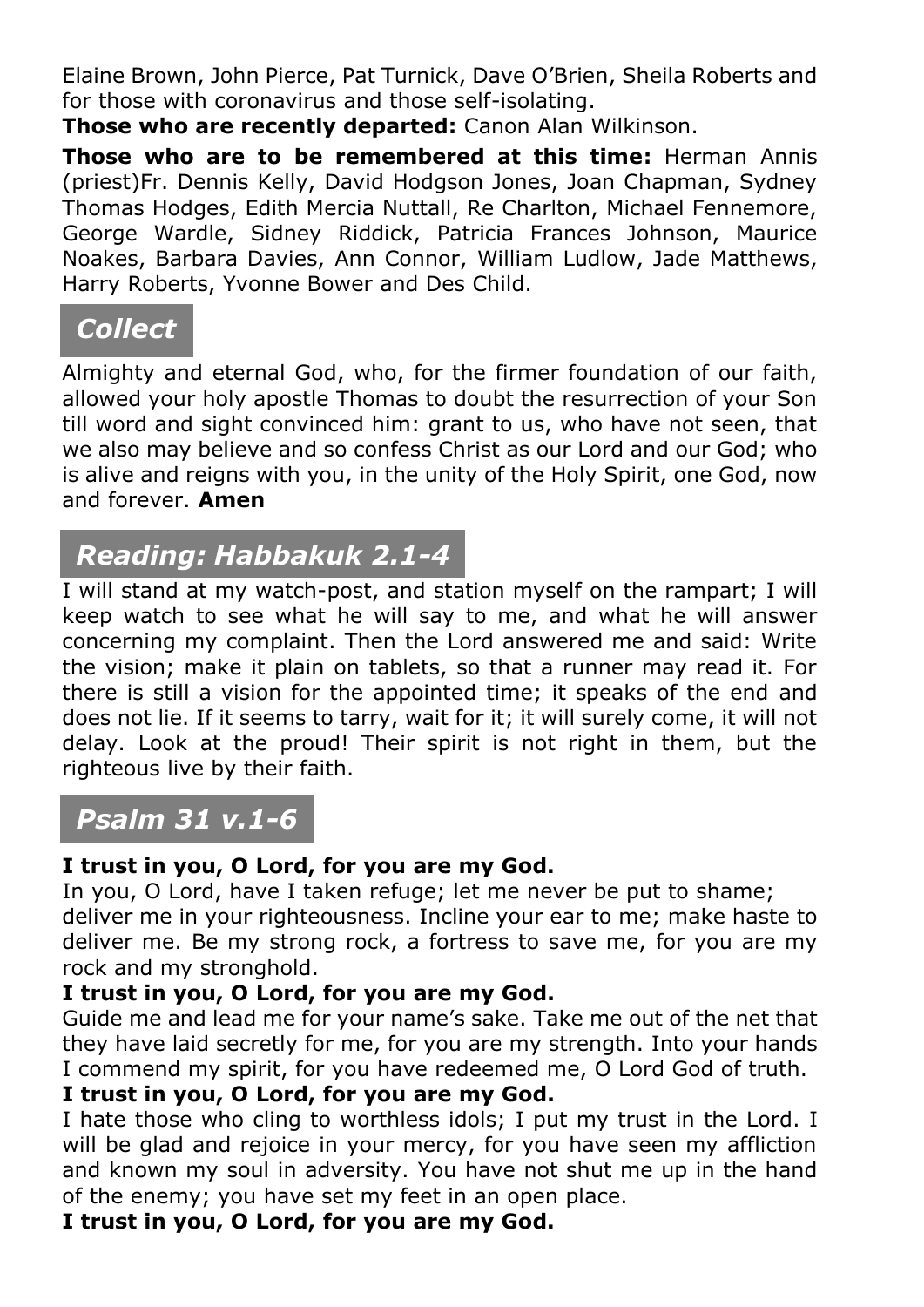Elaine Brown, John Pierce, Pat Turnick, Dave O'Brien, Sheila Roberts and for those with coronavirus and those self-isolating.

**Those who are recently departed:** Canon Alan Wilkinson.

**Those who are to be remembered at this time:** Herman Annis (priest)Fr. Dennis Kelly, David Hodgson Jones, Joan Chapman, Sydney Thomas Hodges, Edith Mercia Nuttall, Re Charlton, Michael Fennemore, George Wardle, Sidney Riddick, Patricia Frances Johnson, Maurice Noakes, Barbara Davies, Ann Connor, William Ludlow, Jade Matthews, Harry Roberts, Yvonne Bower and Des Child.

## *Collect*

Almighty and eternal God, who, for the firmer foundation of our faith, allowed your holy apostle Thomas to doubt the resurrection of your Son till word and sight convinced him: grant to us, who have not seen, that we also may believe and so confess Christ as our Lord and our God; who is alive and reigns with you, in the unity of the Holy Spirit, one God, now and forever. **Amen**

## *Reading: Habbakuk 2.1-4*

I will stand at my watch-post, and station myself on the rampart; I will keep watch to see what he will say to me, and what he will answer concerning my complaint. Then the Lord answered me and said: Write the vision; make it plain on tablets, so that a runner may read it. For there is still a vision for the appointed time; it speaks of the end and does not lie. If it seems to tarry, wait for it; it will surely come, it will not delay. Look at the proud! Their spirit is not right in them, but the righteous live by their faith.

## *Psalm 31 v.1-6*

**I trust in you, O Lord, for you are my God.**

In you, O Lord, have I taken refuge; let me never be put to shame; deliver me in your righteousness. Incline your ear to me; make haste to deliver me. Be my strong rock, a fortress to save me, for you are my rock and my stronghold.

**I trust in you, O Lord, for you are my God.**

Guide me and lead me for your name's sake. Take me out of the net that they have laid secretly for me, for you are my strength. Into your hands I commend my spirit, for you have redeemed me, O Lord God of truth.

**I trust in you, O Lord, for you are my God.**

I hate those who cling to worthless idols; I put my trust in the Lord. I will be glad and rejoice in your mercy, for you have seen my affliction and known my soul in adversity. You have not shut me up in the hand of the enemy; you have set my feet in an open place.

**I trust in you, O Lord, for you are my God.**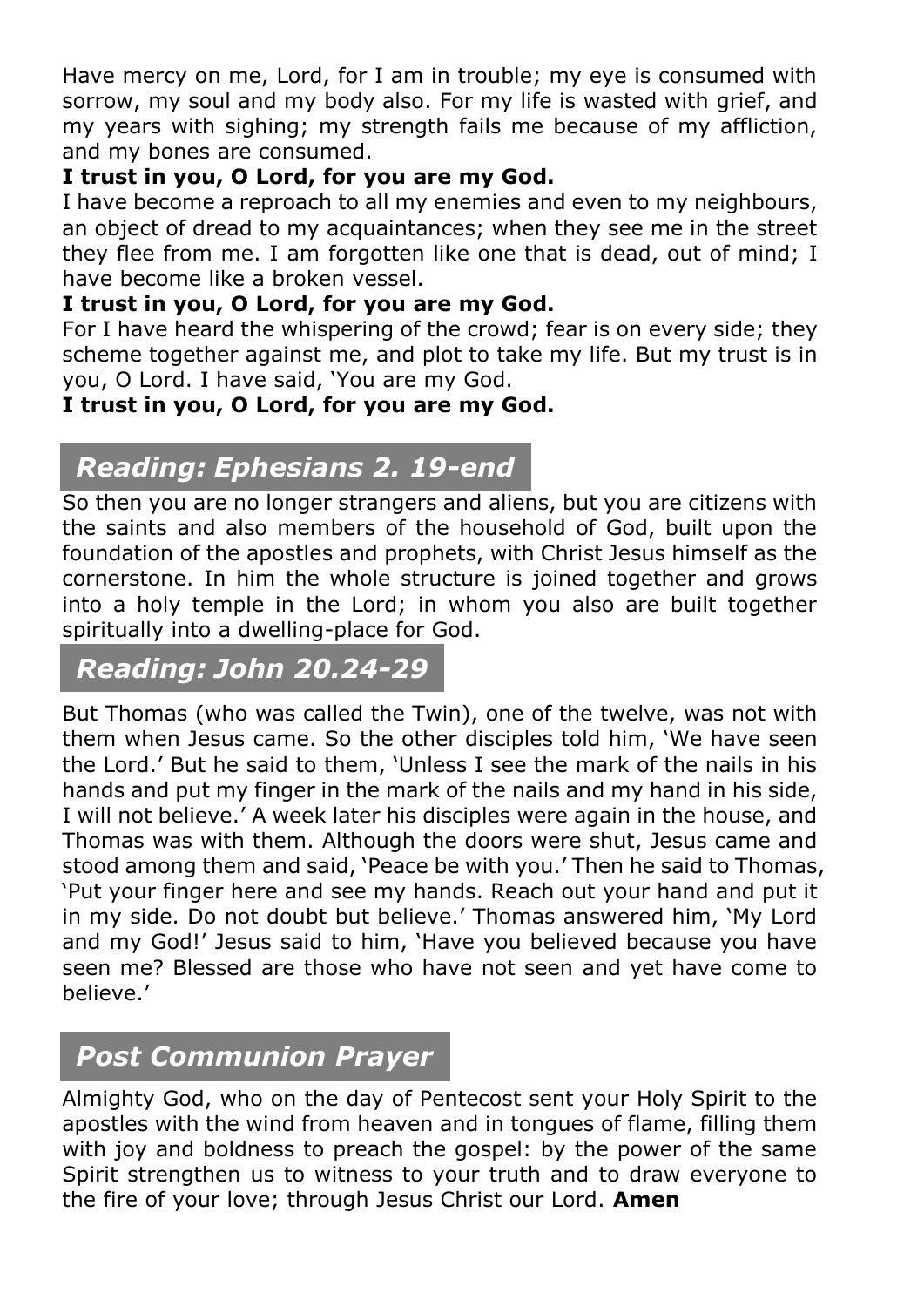Have mercy on me, Lord, for I am in trouble; my eye is consumed with sorrow, my soul and my body also. For my life is wasted with grief, and my years with sighing; my strength fails me because of my affliction, and my bones are consumed.

**I trust in you, O Lord, for you are my God.**

I have become a reproach to all my enemies and even to my neighbours, an object of dread to my acquaintances; when they see me in the street they flee from me. I am forgotten like one that is dead, out of mind; I have become like a broken vessel.

**I trust in you, O Lord, for you are my God.**

For I have heard the whispering of the crowd; fear is on every side; they scheme together against me, and plot to take my life. But my trust is in you, O Lord. I have said, 'You are my God.

**I trust in you, O Lord, for you are my God.**

## *Reading: Ephesians 2. 19-end*

So then you are no longer strangers and aliens, but you are citizens with the saints and also members of the household of God, built upon the foundation of the apostles and prophets, with Christ Jesus himself as the cornerstone. In him the whole structure is joined together and grows into a holy temple in the Lord; in whom you also are built together spiritually into a dwelling-place for God.

## *Reading: John 20.24-29*

But Thomas (who was called the Twin), one of the twelve, was not with them when Jesus came. So the other disciples told him, 'We have seen the Lord.' But he said to them, 'Unless I see the mark of the nails in his hands and put my finger in the mark of the nails and my hand in his side, I will not believe.' A week later his disciples were again in the house, and Thomas was with them. Although the doors were shut, Jesus came and stood among them and said, 'Peace be with you.' Then he said to Thomas, 'Put your finger here and see my hands. Reach out your hand and put it in my side. Do not doubt but believe.' Thomas answered him, 'My Lord and my God!' Jesus said to him, 'Have you believed because you have seen me? Blessed are those who have not seen and yet have come to believe.'

## *Post Communion Prayer*

Almighty God, who on the day of Pentecost sent your Holy Spirit to the apostles with the wind from heaven and in tongues of flame, filling them with joy and boldness to preach the gospel: by the power of the same Spirit strengthen us to witness to your truth and to draw everyone to the fire of your love; through Jesus Christ our Lord. **Amen**